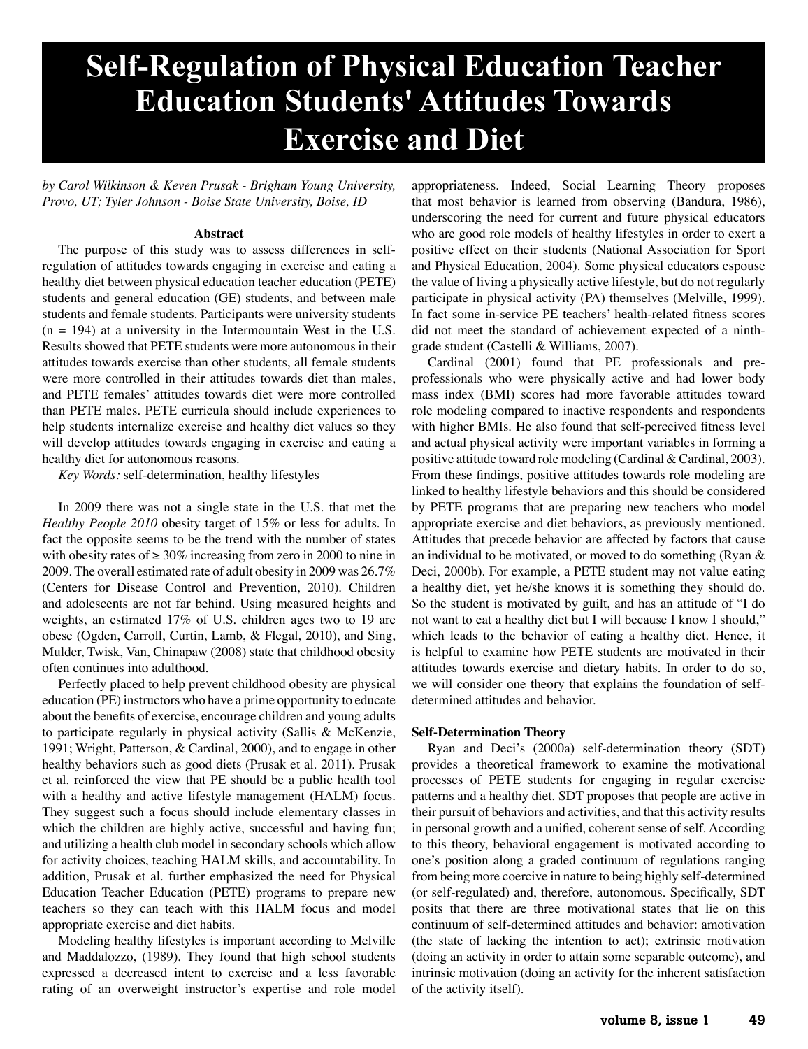# Self-Regulation of Physical Education Teacher Education Students' Attitudes Towards Exercise and Diet

*by Carol Wilkinson & Keven Prusak - Brigham Young University, Provo, UT; Tyler Johnson - Boise State University, Boise, ID*

**Abstract**

The purpose of this study was to assess differences in self-regulation of attitudes towards engaging in exercise and eating a healthy diet between physical education teacher education (PETE) students and general education (GE) students, and between male students and female students. Participants were university students (n = 194) at a university in the Intermountain West in the U.S. Results showed that PETE students were more autonomous in their attitudes towards exercise than other students, all female students were more controlled in their attitudes towards diet than males, and PETE females' attitudes towards diet were more controlled than PETE males. PETE curricula should include experiences to help students internalize exercise and healthy diet values so they will develop attitudes towards engaging in exercise and eating a healthy diet for autonomous reasons.

*Key Words:* self-determination, healthy lifestyles

In 2009 there was not a single state in the U.S. that met the *Healthy People 2010* obesity target of 15% or less for adults. In fact the opposite seems to be the trend with the number of states with obesity rates of ≥ 30% increasing from zero in 2000 to nine in 2009. The overall estimated rate of adult obesity in 2009 was 26.7% (Centers for Disease Control and Prevention, 2010). Children and adolescents are not far behind. Using measured heights and weights, an estimated 17% of U.S. children ages two to 19 are obese (Ogden, Carroll, Curtin, Lamb, & Flegal, 2010), and Sing, Mulder, Twisk, Van, Chinapaw (2008) state that childhood obesity often continues into adulthood.

Perfectly placed to help prevent childhood obesity are physical education (PE) instructors who have a prime opportunity to educate about the benefits of exercise, encourage children and young adults to participate regularly in physical activity (Sallis & McKenzie, 1991; Wright, Patterson, & Cardinal, 2000), and to engage in other healthy behaviors such as good diets (Prusak et al. 2011). Prusak et al. reinforced the view that PE should be a public health tool with a healthy and active lifestyle management (HALM) focus. They suggest such a focus should include elementary classes in which the children are highly active, successful and having fun; and utilizing a health club model in secondary schools which allow for activity choices, teaching HALM skills, and accountability. In addition, Prusak et al. further emphasized the need for Physical Education Teacher Education (PETE) programs to prepare new teachers so they can teach with this HALM focus and model appropriate exercise and diet habits.

Modeling healthy lifestyles is important according to Melville and Maddalozzo, (1989). They found that high school students expressed a decreased intent to exercise and a less favorable rating of an overweight instructor's expertise and role model appropriateness. Indeed, Social Learning Theory proposes that most behavior is learned from observing (Bandura, 1986), underscoring the need for current and future physical educators who are good role models of healthy lifestyles in order to exert a positive effect on their students (National Association for Sport and Physical Education, 2004). Some physical educators espouse the value of living a physically active lifestyle, but do not regularly participate in physical activity (PA) themselves (Melville, 1999). In fact some in-service PE teachers' health-related fitness scores did not meet the standard of achievement expected of a ninth-grade student (Castelli & Williams, 2007).

Cardinal (2001) found that PE professionals and pre-professionals who were physically active and had lower body mass index (BMI) scores had more favorable attitudes toward role modeling compared to inactive respondents and respondents with higher BMIs. He also found that self-perceived fitness level and actual physical activity were important variables in forming a positive attitude toward role modeling (Cardinal & Cardinal, 2003). From these findings, positive attitudes towards role modeling are linked to healthy lifestyle behaviors and this should be considered by PETE programs that are preparing new teachers who model appropriate exercise and diet behaviors, as previously mentioned. Attitudes that precede behavior are affected by factors that cause an individual to be motivated, or moved to do something (Ryan & Deci, 2000b). For example, a PETE student may not value eating a healthy diet, yet he/she knows it is something they should do. So the student is motivated by guilt, and has an attitude of "I do not want to eat a healthy diet but I will because I know I should," which leads to the behavior of eating a healthy diet. Hence, it is helpful to examine how PETE students are motivated in their attitudes towards exercise and dietary habits. In order to do so, we will consider one theory that explains the foundation of self-determined attitudes and behavior.

## Self-Determination Theory

Ryan and Deci's (2000a) self-determination theory (SDT) provides a theoretical framework to examine the motivational processes of PETE students for engaging in regular exercise patterns and a healthy diet. SDT proposes that people are active in their pursuit of behaviors and activities, and that this activity results in personal growth and a unified, coherent sense of self. According to this theory, behavioral engagement is motivated according to one's position along a graded continuum of regulations ranging from being more coercive in nature to being highly self-determined (or self-regulated) and, therefore, autonomous. Specifically, SDT posits that there are three motivational states that lie on this continuum of self-determined attitudes and behavior: amotivation (the state of lacking the intention to act); extrinsic motivation (doing an activity in order to attain some separable outcome), and intrinsic motivation (doing an activity for the inherent satisfaction of the activity itself).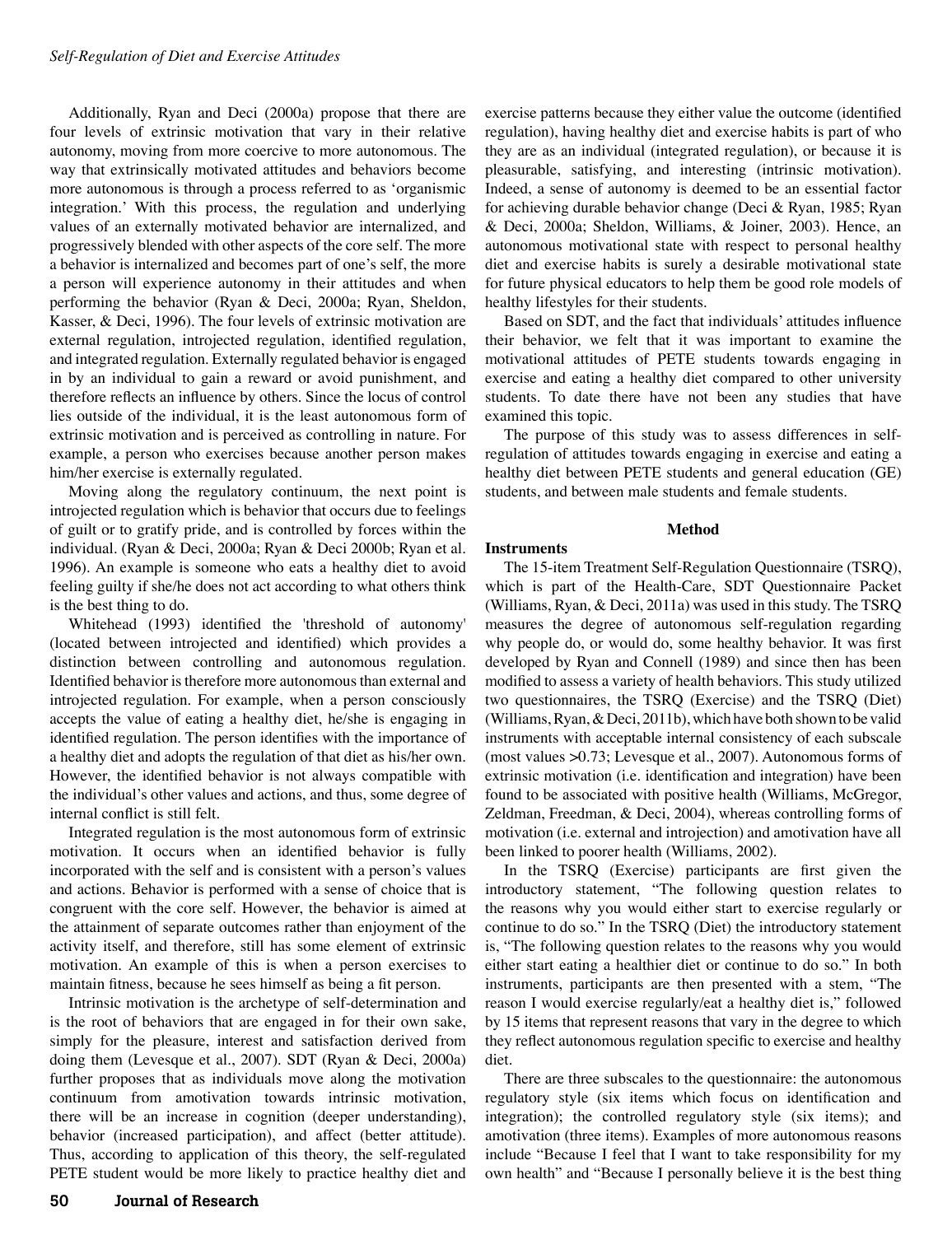Additionally, Ryan and Deci (2000a) propose that there are four levels of extrinsic motivation that vary in their relative autonomy, moving from more coercive to more autonomous. The way that extrinsically motivated attitudes and behaviors become more autonomous is through a process referred to as 'organismic integration.' With this process, the regulation and underlying values of an externally motivated behavior are internalized, and progressively blended with other aspects of the core self. The more a behavior is internalized and becomes part of one's self, the more a person will experience autonomy in their attitudes and when performing the behavior (Ryan & Deci, 2000a; Ryan, Sheldon, Kasser, & Deci, 1996). The four levels of extrinsic motivation are external regulation, introjected regulation, identified regulation, and integrated regulation. Externally regulated behavior is engaged in by an individual to gain a reward or avoid punishment, and therefore reflects an influence by others. Since the locus of control lies outside of the individual, it is the least autonomous form of extrinsic motivation and is perceived as controlling in nature. For example, a person who exercises because another person makes him/her exercise is externally regulated.

Moving along the regulatory continuum, the next point is introjected regulation which is behavior that occurs due to feelings of guilt or to gratify pride, and is controlled by forces within the individual. (Ryan & Deci, 2000a; Ryan & Deci 2000b; Ryan et al. 1996). An example is someone who eats a healthy diet to avoid feeling guilty if she/he does not act according to what others think is the best thing to do.

Whitehead (1993) identified the 'threshold of autonomy' (located between introjected and identified) which provides a distinction between controlling and autonomous regulation. Identified behavior is therefore more autonomous than external and introjected regulation. For example, when a person consciously accepts the value of eating a healthy diet, he/she is engaging in identified regulation. The person identifies with the importance of a healthy diet and adopts the regulation of that diet as his/her own. However, the identified behavior is not always compatible with the individual's other values and actions, and thus, some degree of internal conflict is still felt.

Integrated regulation is the most autonomous form of extrinsic motivation. It occurs when an identified behavior is fully incorporated with the self and is consistent with a person's values and actions. Behavior is performed with a sense of choice that is congruent with the core self. However, the behavior is aimed at the attainment of separate outcomes rather than enjoyment of the activity itself, and therefore, still has some element of extrinsic motivation. An example of this is when a person exercises to maintain fitness, because he sees himself as being a fit person.

Intrinsic motivation is the archetype of self-determination and is the root of behaviors that are engaged in for their own sake, simply for the pleasure, interest and satisfaction derived from doing them (Levesque et al., 2007). SDT (Ryan & Deci, 2000a) further proposes that as individuals move along the motivation continuum from amotivation towards intrinsic motivation, there will be an increase in cognition (deeper understanding), behavior (increased participation), and affect (better attitude). Thus, according to application of this theory, the self-regulated PETE student would be more likely to practice healthy diet and exercise patterns because they either value the outcome (identified regulation), having healthy diet and exercise habits is part of who they are as an individual (integrated regulation), or because it is pleasurable, satisfying, and interesting (intrinsic motivation). Indeed, a sense of autonomy is deemed to be an essential factor for achieving durable behavior change (Deci & Ryan, 1985; Ryan & Deci, 2000a; Sheldon, Williams, & Joiner, 2003). Hence, an autonomous motivational state with respect to personal healthy diet and exercise habits is surely a desirable motivational state for future physical educators to help them be good role models of healthy lifestyles for their students.

Based on SDT, and the fact that individuals' attitudes influence their behavior, we felt that it was important to examine the motivational attitudes of PETE students towards engaging in exercise and eating a healthy diet compared to other university students. To date there have not been any studies that have examined this topic.

The purpose of this study was to assess differences in self-regulation of attitudes towards engaging in exercise and eating a healthy diet between PETE students and general education (GE) students, and between male students and female students.

## Method

### Instruments

The 15-item Treatment Self-Regulation Questionnaire (TSRQ), which is part of the Health-Care, SDT Questionnaire Packet (Williams, Ryan, & Deci, 2011a) was used in this study. The TSRQ measures the degree of autonomous self-regulation regarding why people do, or would do, some healthy behavior. It was first developed by Ryan and Connell (1989) and since then has been modified to assess a variety of health behaviors. This study utilized two questionnaires, the TSRQ (Exercise) and the TSRQ (Diet) (Williams, Ryan, & Deci, 2011b), which have both shown to be valid instruments with acceptable internal consistency of each subscale (most values >0.73; Levesque et al., 2007). Autonomous forms of extrinsic motivation (i.e. identification and integration) have been found to be associated with positive health (Williams, McGregor, Zeldman, Freedman, & Deci, 2004), whereas controlling forms of motivation (i.e. external and introjection) and amotivation have all been linked to poorer health (Williams, 2002).

In the TSRQ (Exercise) participants are first given the introductory statement, "The following question relates to the reasons why you would either start to exercise regularly or continue to do so." In the TSRQ (Diet) the introductory statement is, "The following question relates to the reasons why you would either start eating a healthier diet or continue to do so." In both instruments, participants are then presented with a stem, "The reason I would exercise regularly/eat a healthy diet is," followed by 15 items that represent reasons that vary in the degree to which they reflect autonomous regulation specific to exercise and healthy diet.

There are three subscales to the questionnaire: the autonomous regulatory style (six items which focus on identification and integration); the controlled regulatory style (six items); and amotivation (three items). Examples of more autonomous reasons include "Because I feel that I want to take responsibility for my own health" and "Because I personally believe it is the best thing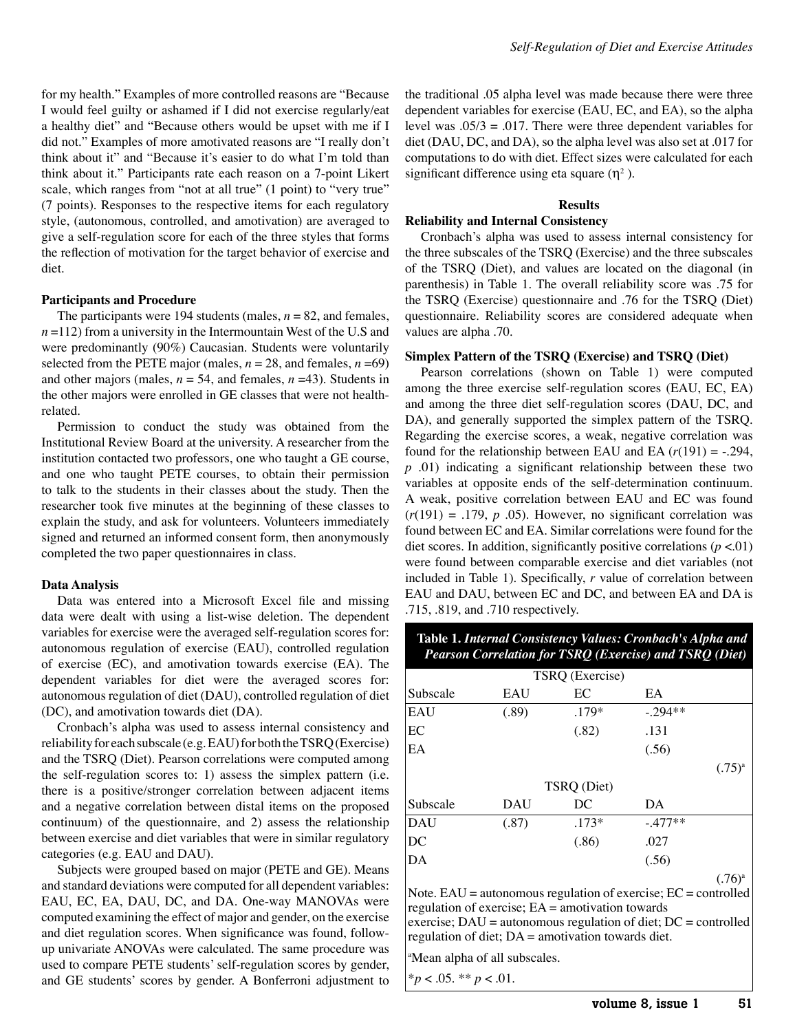for my health." Examples of more controlled reasons are "Because I would feel guilty or ashamed if I did not exercise regularly/eat a healthy diet" and "Because others would be upset with me if I did not." Examples of more amotivated reasons are "I really don't think about it" and "Because it's easier to do what I'm told than think about it." Participants rate each reason on a 7-point Likert scale, which ranges from "not at all true" (1 point) to "very true" (7 points). Responses to the respective items for each regulatory style, (autonomous, controlled, and amotivation) are averaged to give a self-regulation score for each of the three styles that forms the reflection of motivation for the target behavior of exercise and diet.

### Participants and Procedure

The participants were 194 students (males, $n = 82$, and females, $n = 112$) from a university in the Intermountain West of the U.S and were predominantly (90%) Caucasian. Students were voluntarily selected from the PETE major (males, $n = 28$, and females, $n = 69$) and other majors (males, $n = 54$, and females, $n = 43$). Students in the other majors were enrolled in GE classes that were not health-related.

Permission to conduct the study was obtained from the Institutional Review Board at the university. A researcher from the institution contacted two professors, one who taught a GE course, and one who taught PETE courses, to obtain their permission to talk to the students in their classes about the study. Then the researcher took five minutes at the beginning of these classes to explain the study, and ask for volunteers. Volunteers immediately signed and returned an informed consent form, then anonymously completed the two paper questionnaires in class.

### Data Analysis

Data was entered into a Microsoft Excel file and missing data were dealt with using a list-wise deletion. The dependent variables for exercise were the averaged self-regulation scores for: autonomous regulation of exercise (EAU), controlled regulation of exercise (EC), and amotivation towards exercise (EA). The dependent variables for diet were the averaged scores for: autonomous regulation of diet (DAU), controlled regulation of diet (DC), and amotivation towards diet (DA).

Cronbach's alpha was used to assess internal consistency and reliability for each subscale (e.g. EAU) for both the TSRQ (Exercise) and the TSRQ (Diet). Pearson correlations were computed among the self-regulation scores to: 1) assess the simplex pattern (i.e. there is a positive/stronger correlation between adjacent items and a negative correlation between distal items on the proposed continuum) of the questionnaire, and 2) assess the relationship between exercise and diet variables that were in similar regulatory categories (e.g. EAU and DAU).

Subjects were grouped based on major (PETE and GE). Means and standard deviations were computed for all dependent variables: EAU, EC, EA, DAU, DC, and DA. One-way MANOVAs were computed examining the effect of major and gender, on the exercise and diet regulation scores. When significance was found, follow-up univariate ANOVAs were calculated. The same procedure was used to compare PETE students' self-regulation scores by gender, and GE students' scores by gender. A Bonferroni adjustment to the traditional .05 alpha level was made because there were three dependent variables for exercise (EAU, EC, and EA), so the alpha level was .05/3 = .017. There were three dependent variables for diet (DAU, DC, and DA), so the alpha level was also set at .017 for computations to do with diet. Effect sizes were calculated for each significant difference using eta square ($\eta^2$).

## Results

### Reliability and Internal Consistency

Cronbach's alpha was used to assess internal consistency for the three subscales of the TSRQ (Exercise) and the three subscales of the TSRQ (Diet), and values are located on the diagonal (in parenthesis) in Table 1. The overall reliability score was .75 for the TSRQ (Exercise) questionnaire and .76 for the TSRQ (Diet) questionnaire. Reliability scores are considered adequate when values are alpha .70.

### Simplex Pattern of the TSRQ (Exercise) and TSRQ (Diet)

Pearson correlations (shown on Table 1) were computed among the three exercise self-regulation scores (EAU, EC, EA) and among the three diet self-regulation scores (DAU, DC, and DA), and generally supported the simplex pattern of the TSRQ. Regarding the exercise scores, a weak, negative correlation was found for the relationship between EAU and EA ($r(191) = -.294$, $p$ .01) indicating a significant relationship between these two variables at opposite ends of the self-determination continuum. A weak, positive correlation between EAU and EC was found ($r(191) = .179$, $p$ .05). However, no significant correlation was found between EC and EA. Similar correlations were found for the diet scores. In addition, significantly positive correlations ($p < .01$) were found between comparable exercise and diet variables (not included in Table 1). Specifically, $r$ value of correlation between EAU and DAU, between EC and DC, and between EA and DA is .715, .819, and .710 respectively.

**Table 1.** ***Internal Consistency Values: Cronbach's Alpha and Pearson Correlation for TSRQ (Exercise) and TSRQ (Diet)***

| | TSRQ (Exercise) | | |
|---|---|---|---|
| Subscale | EAU | EC | EA |
| EAU | (.89) | .179* | -.294** |
| EC | | (.82) | .131 |
| EA | | | (.56) |
| | | | (.75)[a] |
| | TSRQ (Diet) | | |
| Subscale | DAU | DC | DA |
| DAU | (.87) | .173* | -.477** |
| DC | | (.86) | .027 |
| DA | | | (.56) |
| | | | (.76)[a] |

Note. EAU = autonomous regulation of exercise; EC = controlled regulation of exercise; EA = amotivation towards exercise; DAU = autonomous regulation of diet; DC = controlled regulation of diet; DA = amotivation towards diet.

[a]Mean alpha of all subscales.

*$p < .05$. ** $p < .01$.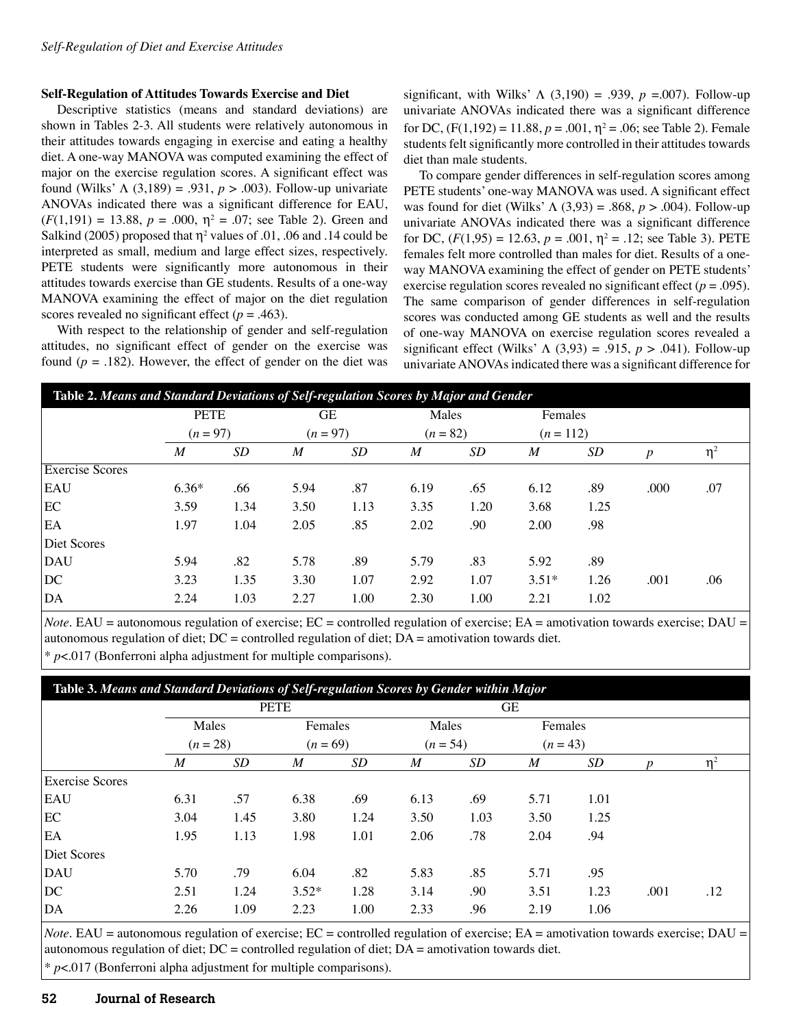### Self-Regulation of Attitudes Towards Exercise and Diet

Descriptive statistics (means and standard deviations) are shown in Tables 2-3. All students were relatively autonomous in their attitudes towards engaging in exercise and eating a healthy diet. A one-way MANOVA was computed examining the effect of major on the exercise regulation scores. A significant effect was found (Wilks' Λ (3,189) = .931, $p$ > .003). Follow-up univariate ANOVAs indicated there was a significant difference for EAU, ($F$(1,191) = 13.88, $p$ = .000, $\eta^2$ = .07; see Table 2). Green and Salkind (2005) proposed that $\eta^2$ values of .01, .06 and .14 could be interpreted as small, medium and large effect sizes, respectively. PETE students were significantly more autonomous in their attitudes towards exercise than GE students. Results of a one-way MANOVA examining the effect of major on the diet regulation scores revealed no significant effect ($p$ = .463).

With respect to the relationship of gender and self-regulation attitudes, no significant effect of gender on the exercise was found ($p$ = .182). However, the effect of gender on the diet was significant, with Wilks' Λ (3,190) = .939, $p$ =.007). Follow-up univariate ANOVAs indicated there was a significant difference for DC, (F(1,192) = 11.88, $p$ = .001, $\eta^2$ = .06; see Table 2). Female students felt significantly more controlled in their attitudes towards diet than male students.

To compare gender differences in self-regulation scores among PETE students' one-way MANOVA was used. A significant effect was found for diet (Wilks' Λ (3,93) = .868, $p$ > .004). Follow-up univariate ANOVAs indicated there was a significant difference for DC, ($F$(1,95) = 12.63, $p$ = .001, $\eta^2$ = .12; see Table 3). PETE females felt more controlled than males for diet. Results of a one-way MANOVA examining the effect of gender on PETE students' exercise regulation scores revealed no significant effect ($p$ = .095). The same comparison of gender differences in self-regulation scores was conducted among GE students as well and the results of one-way MANOVA on exercise regulation scores revealed a significant effect (Wilks' Λ (3,93) = .915, $p$ > .041). Follow-up univariate ANOVAs indicated there was a significant difference for

**Table 2.** *Means and Standard Deviations of Self-regulation Scores by Major and Gender*

| | PETE ($n$ = 97) | | GE ($n$ = 97) | | Males ($n$ = 82) | | Females ($n$ = 112) | | | |
|---|---|---|---|---|---|---|---|---|---|---|
| | *M* | *SD* | *M* | *SD* | *M* | *SD* | *M* | *SD* | *p* | $\eta^2$ |
| Exercise Scores | | | | | | | | | | |
| EAU | 6.36* | .66 | 5.94 | .87 | 6.19 | .65 | 6.12 | .89 | .000 | .07 |
| EC | 3.59 | 1.34 | 3.50 | 1.13 | 3.35 | 1.20 | 3.68 | 1.25 | | |
| EA | 1.97 | 1.04 | 2.05 | .85 | 2.02 | .90 | 2.00 | .98 | | |
| Diet Scores | | | | | | | | | | |
| DAU | 5.94 | .82 | 5.78 | .89 | 5.79 | .83 | 5.92 | .89 | | |
| DC | 3.23 | 1.35 | 3.30 | 1.07 | 2.92 | 1.07 | 3.51* | 1.26 | .001 | .06 |
| DA | 2.24 | 1.03 | 2.27 | 1.00 | 2.30 | 1.00 | 2.21 | 1.02 | | |

*Note*. EAU = autonomous regulation of exercise; EC = controlled regulation of exercise; EA = amotivation towards exercise; DAU = autonomous regulation of diet; DC = controlled regulation of diet; DA = amotivation towards diet.
* $p$<.017 (Bonferroni alpha adjustment for multiple comparisons).

**Table 3.** *Means and Standard Deviations of Self-regulation Scores by Gender within Major*

| | PETE | | | | GE | | | | | |
|---|---|---|---|---|---|---|---|---|---|---|
| | Males ($n$ = 28) | | Females ($n$ = 69) | | Males ($n$ = 54) | | Females ($n$ = 43) | | | |
| | *M* | *SD* | *M* | *SD* | *M* | *SD* | *M* | *SD* | *p* | $\eta^2$ |
| Exercise Scores | | | | | | | | | | |
| EAU | 6.31 | .57 | 6.38 | .69 | 6.13 | .69 | 5.71 | 1.01 | | |
| EC | 3.04 | 1.45 | 3.80 | 1.24 | 3.50 | 1.03 | 3.50 | 1.25 | | |
| EA | 1.95 | 1.13 | 1.98 | 1.01 | 2.06 | .78 | 2.04 | .94 | | |
| Diet Scores | | | | | | | | | | |
| DAU | 5.70 | .79 | 6.04 | .82 | 5.83 | .85 | 5.71 | .95 | | |
| DC | 2.51 | 1.24 | 3.52* | 1.28 | 3.14 | .90 | 3.51 | 1.23 | .001 | .12 |
| DA | 2.26 | 1.09 | 2.23 | 1.00 | 2.33 | .96 | 2.19 | 1.06 | | |

*Note*. EAU = autonomous regulation of exercise; EC = controlled regulation of exercise; EA = amotivation towards exercise; DAU = autonomous regulation of diet; DC = controlled regulation of diet; DA = amotivation towards diet.
* $p$<.017 (Bonferroni alpha adjustment for multiple comparisons).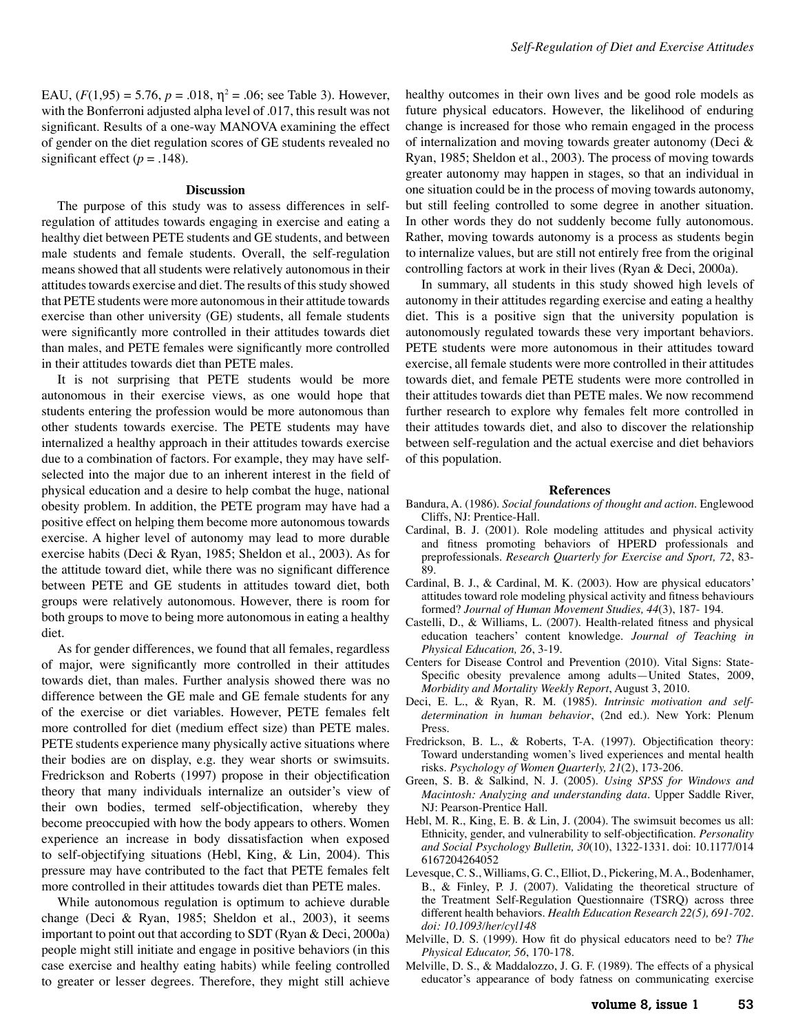EAU, ($F$(1,95) = 5.76, $p$ = .018, $\eta^2$ = .06; see Table 3). However, with the Bonferroni adjusted alpha level of .017, this result was not significant. Results of a one-way MANOVA examining the effect of gender on the diet regulation scores of GE students revealed no significant effect ($p$ = .148).

## Discussion

The purpose of this study was to assess differences in self-regulation of attitudes towards engaging in exercise and eating a healthy diet between PETE students and GE students, and between male students and female students. Overall, the self-regulation means showed that all students were relatively autonomous in their attitudes towards exercise and diet. The results of this study showed that PETE students were more autonomous in their attitude towards exercise than other university (GE) students, all female students were significantly more controlled in their attitudes towards diet than males, and PETE females were significantly more controlled in their attitudes towards diet than PETE males.

It is not surprising that PETE students would be more autonomous in their exercise views, as one would hope that students entering the profession would be more autonomous than other students towards exercise. The PETE students may have internalized a healthy approach in their attitudes towards exercise due to a combination of factors. For example, they may have self-selected into the major due to an inherent interest in the field of physical education and a desire to help combat the huge, national obesity problem. In addition, the PETE program may have had a positive effect on helping them become more autonomous towards exercise. A higher level of autonomy may lead to more durable exercise habits (Deci & Ryan, 1985; Sheldon et al., 2003). As for the attitude toward diet, while there was no significant difference between PETE and GE students in attitudes toward diet, both groups were relatively autonomous. However, there is room for both groups to move to being more autonomous in eating a healthy diet.

As for gender differences, we found that all females, regardless of major, were significantly more controlled in their attitudes towards diet, than males. Further analysis showed there was no difference between the GE male and GE female students for any of the exercise or diet variables. However, PETE females felt more controlled for diet (medium effect size) than PETE males. PETE students experience many physically active situations where their bodies are on display, e.g. they wear shorts or swimsuits. Fredrickson and Roberts (1997) propose in their objectification theory that many individuals internalize an outsider's view of their own bodies, termed self-objectification, whereby they become preoccupied with how the body appears to others. Women experience an increase in body dissatisfaction when exposed to self-objectifying situations (Hebl, King, & Lin, 2004). This pressure may have contributed to the fact that PETE females felt more controlled in their attitudes towards diet than PETE males.

While autonomous regulation is optimum to achieve durable change (Deci & Ryan, 1985; Sheldon et al., 2003), it seems important to point out that according to SDT (Ryan & Deci, 2000a) people might still initiate and engage in positive behaviors (in this case exercise and healthy eating habits) while feeling controlled to greater or lesser degrees. Therefore, they might still achieve healthy outcomes in their own lives and be good role models as future physical educators. However, the likelihood of enduring change is increased for those who remain engaged in the process of internalization and moving towards greater autonomy (Deci & Ryan, 1985; Sheldon et al., 2003). The process of moving towards greater autonomy may happen in stages, so that an individual in one situation could be in the process of moving towards autonomy, but still feeling controlled to some degree in another situation. In other words they do not suddenly become fully autonomous. Rather, moving towards autonomy is a process as students begin to internalize values, but are still not entirely free from the original controlling factors at work in their lives (Ryan & Deci, 2000a).

In summary, all students in this study showed high levels of autonomy in their attitudes regarding exercise and eating a healthy diet. This is a positive sign that the university population is autonomously regulated towards these very important behaviors. PETE students were more autonomous in their attitudes toward exercise, all female students were more controlled in their attitudes towards diet, and female PETE students were more controlled in their attitudes towards diet than PETE males. We now recommend further research to explore why females felt more controlled in their attitudes towards diet, and also to discover the relationship between self-regulation and the actual exercise and diet behaviors of this population.

## References

Bandura, A. (1986). *Social foundations of thought and action*. Englewood Cliffs, NJ: Prentice-Hall.

Cardinal, B. J. (2001). Role modeling attitudes and physical activity and fitness promoting behaviors of HPERD professionals and preprofessionals. *Research Quarterly for Exercise and Sport, 72*, 83-89.

Cardinal, B. J., & Cardinal, M. K. (2003). How are physical educators' attitudes toward role modeling physical activity and fitness behaviours formed? *Journal of Human Movement Studies, 44*(3), 187- 194.

Castelli, D., & Williams, L. (2007). Health-related fitness and physical education teachers' content knowledge. *Journal of Teaching in Physical Education, 26*, 3-19.

Centers for Disease Control and Prevention (2010). Vital Signs: State-Specific obesity prevalence among adults—United States, 2009, *Morbidity and Mortality Weekly Report*, August 3, 2010.

Deci, E. L., & Ryan, R. M. (1985). *Intrinsic motivation and self-determination in human behavior*, (2nd ed.). New York: Plenum Press.

Fredrickson, B. L., & Roberts, T-A. (1997). Objectification theory: Toward understanding women's lived experiences and mental health risks. *Psychology of Women Quarterly, 21*(2), 173-206.

Green, S. B. & Salkind, N. J. (2005). *Using SPSS for Windows and Macintosh: Analyzing and understanding data*. Upper Saddle River, NJ: Pearson-Prentice Hall.

Hebl, M. R., King, E. B. & Lin, J. (2004). The swimsuit becomes us all: Ethnicity, gender, and vulnerability to self-objectification. *Personality and Social Psychology Bulletin, 30*(10), 1322-1331. doi: 10.1177/0146167204264052

Levesque, C. S., Williams, G. C., Elliot, D., Pickering, M. A., Bodenhamer, B., & Finley, P. J. (2007). Validating the theoretical structure of the Treatment Self-Regulation Questionnaire (TSRQ) across three different health behaviors. *Health Education Research 22(5), 691-702. doi: 10.1093/her/cyl148*

Melville, D. S. (1999). How fit do physical educators need to be? *The Physical Educator, 56*, 170-178.

Melville, D. S., & Maddalozzo, J. G. F. (1989). The effects of a physical educator's appearance of body fatness on communicating exercise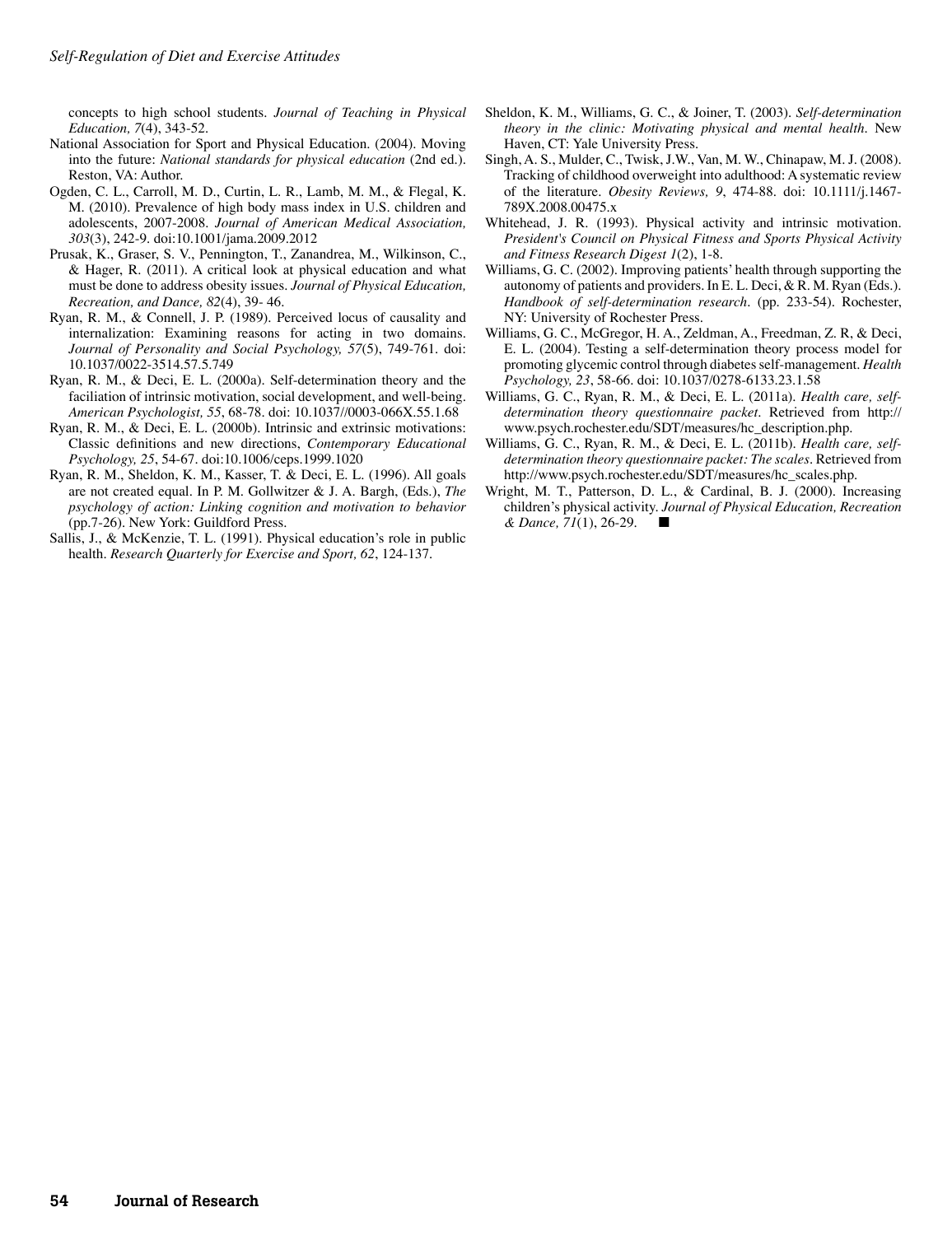concepts to high school students. *Journal of Teaching in Physical Education, 7*(4), 343-52.

National Association for Sport and Physical Education. (2004). Moving into the future: *National standards for physical education* (2nd ed.). Reston, VA: Author.

Ogden, C. L., Carroll, M. D., Curtin, L. R., Lamb, M. M., & Flegal, K. M. (2010). Prevalence of high body mass index in U.S. children and adolescents, 2007-2008. *Journal of American Medical Association, 303*(3), 242-9. doi:10.1001/jama.2009.2012

Prusak, K., Graser, S. V., Pennington, T., Zanandrea, M., Wilkinson, C., & Hager, R. (2011). A critical look at physical education and what must be done to address obesity issues. *Journal of Physical Education, Recreation, and Dance, 82*(4), 39- 46.

Ryan, R. M., & Connell, J. P. (1989). Perceived locus of causality and internalization: Examining reasons for acting in two domains. *Journal of Personality and Social Psychology, 57*(5), 749-761. doi: 10.1037/0022-3514.57.5.749

Ryan, R. M., & Deci, E. L. (2000a). Self-determination theory and the faciliation of intrinsic motivation, social development, and well-being. *American Psychologist, 55*, 68-78. doi: 10.1037//0003-066X.55.1.68

Ryan, R. M., & Deci, E. L. (2000b). Intrinsic and extrinsic motivations: Classic definitions and new directions, *Contemporary Educational Psychology, 25*, 54-67. doi:10.1006/ceps.1999.1020

Ryan, R. M., Sheldon, K. M., Kasser, T. & Deci, E. L. (1996). All goals are not created equal. In P. M. Gollwitzer & J. A. Bargh, (Eds.), *The psychology of action: Linking cognition and motivation to behavior* (pp.7-26). New York: Guildford Press.

Sallis, J., & McKenzie, T. L. (1991). Physical education's role in public health. *Research Quarterly for Exercise and Sport, 62*, 124-137.

Sheldon, K. M., Williams, G. C., & Joiner, T. (2003). *Self-determination theory in the clinic: Motivating physical and mental health*. New Haven, CT: Yale University Press.

Singh, A. S., Mulder, C., Twisk, J.W., Van, M. W., Chinapaw, M. J. (2008). Tracking of childhood overweight into adulthood: A systematic review of the literature. *Obesity Reviews, 9*, 474-88. doi: 10.1111/j.1467-789X.2008.00475.x

Whitehead, J. R. (1993). Physical activity and intrinsic motivation. *President's Council on Physical Fitness and Sports Physical Activity and Fitness Research Digest 1*(2), 1-8.

Williams, G. C. (2002). Improving patients' health through supporting the autonomy of patients and providers. In E. L. Deci, & R. M. Ryan (Eds.). *Handbook of self-determination research*. (pp. 233-54). Rochester, NY: University of Rochester Press.

Williams, G. C., McGregor, H. A., Zeldman, A., Freedman, Z. R, & Deci, E. L. (2004). Testing a self-determination theory process model for promoting glycemic control through diabetes self-management. *Health Psychology, 23*, 58-66. doi: 10.1037/0278-6133.23.1.58

Williams, G. C., Ryan, R. M., & Deci, E. L. (2011a). *Health care, self-determination theory questionnaire packet*. Retrieved from http://www.psych.rochester.edu/SDT/measures/hc_description.php.

Williams, G. C., Ryan, R. M., & Deci, E. L. (2011b). *Health care, self-determination theory questionnaire packet: The scales*. Retrieved from http://www.psych.rochester.edu/SDT/measures/hc_scales.php.

Wright, M. T., Patterson, D. L., & Cardinal, B. J. (2000). Increasing children's physical activity. *Journal of Physical Education, Recreation & Dance, 71*(1), 26-29. ■